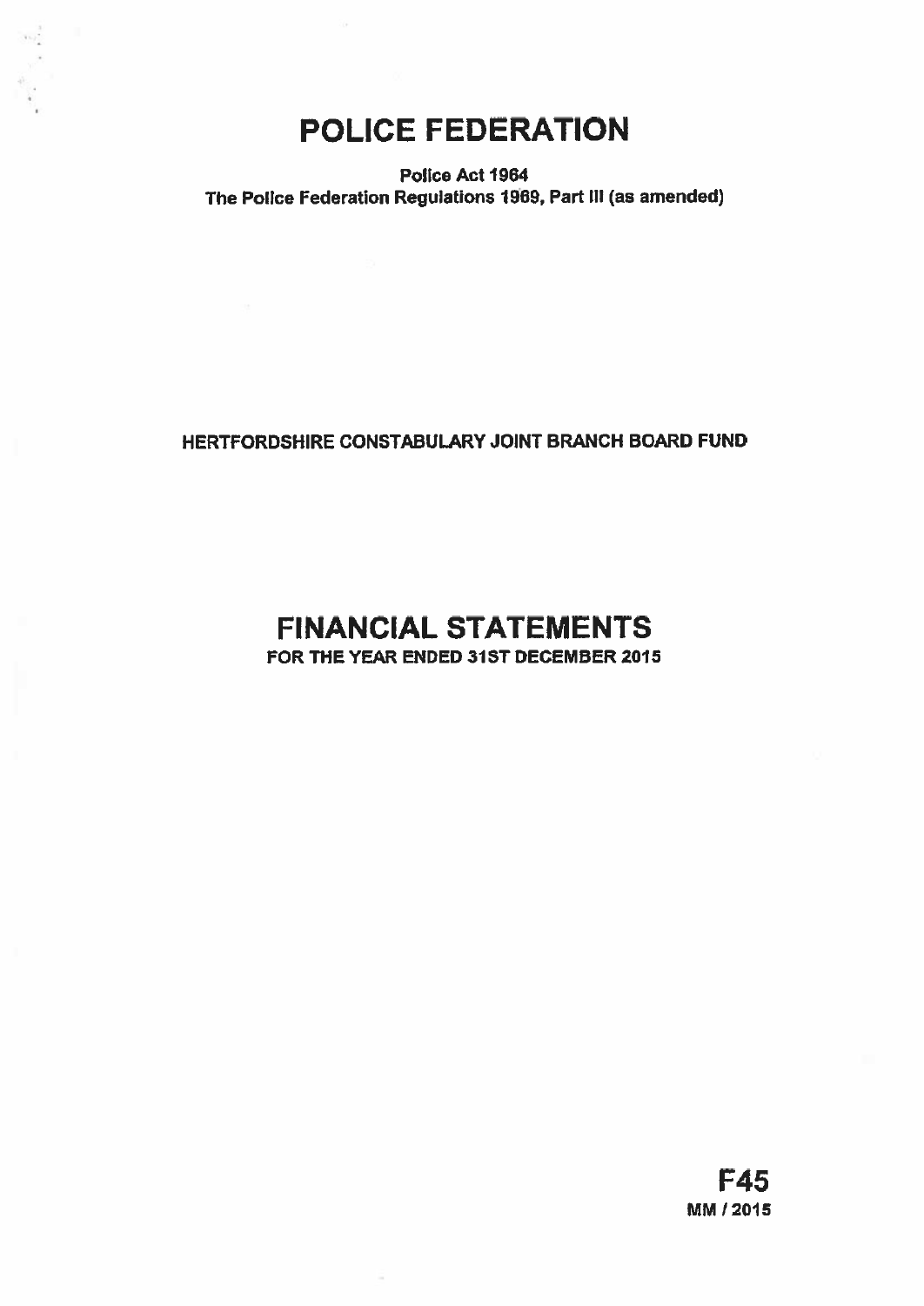# POLICE FEDERATION

**Police Act 1964**
**The Police Federation Regulations 1969, Part III (as amended)**

**HERTFORDSHIRE CONSTABULARY JOINT BRANCH BOARD FUND**

# FINANCIAL STATEMENTS

**FOR THE YEAR ENDED 31ST DECEMBER 2015**

**F45**
**MM / 2015**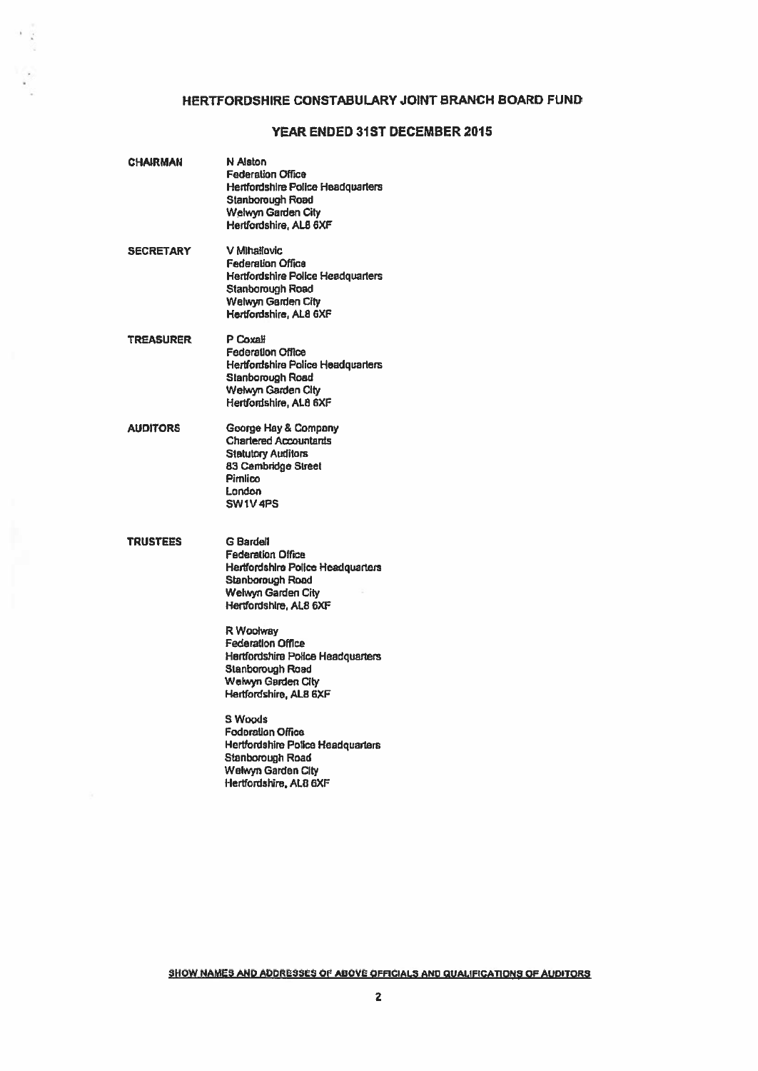# HERTFORDSHIRE CONSTABULARY JOINT BRANCH BOARD FUND

## YEAR ENDED 31ST DECEMBER 2015

**CHAIRMAN**

N Alston
Federation Office
Hertfordshire Police Headquarters
Stanborough Road
Welwyn Garden City
Hertfordshire, AL8 6XF

**SECRETARY**

V Mihailovic
Federation Office
Hertfordshire Police Headquarters
Stanborough Road
Welwyn Garden City
Hertfordshire, AL8 6XF

**TREASURER**

P Coxall
Federation Office
Hertfordshire Police Headquarters
Stanborough Road
Welwyn Garden City
Hertfordshire, AL8 6XF

**AUDITORS**

George Hay & Company
Chartered Accountants
Statutory Auditors
83 Cambridge Street
Pimlico
London
SW1V 4PS

**TRUSTEES**

G Bardell
Federation Office
Hertfordshire Police Headquarters
Stanborough Road
Welwyn Garden City
Hertfordshire, AL8 6XF

R Woolway
Federation Office
Hertfordshire Police Headquarters
Stanborough Road
Welwyn Garden City
Hertfordshire, AL8 6XF

S Woods
Federation Office
Hertfordshire Police Headquarters
Stanborough Road
Welwyn Garden City
Hertfordshire, AL8 6XF

SHOW NAMES AND ADDRESSES OF ABOVE OFFICIALS AND QUALIFICATIONS OF AUDITORS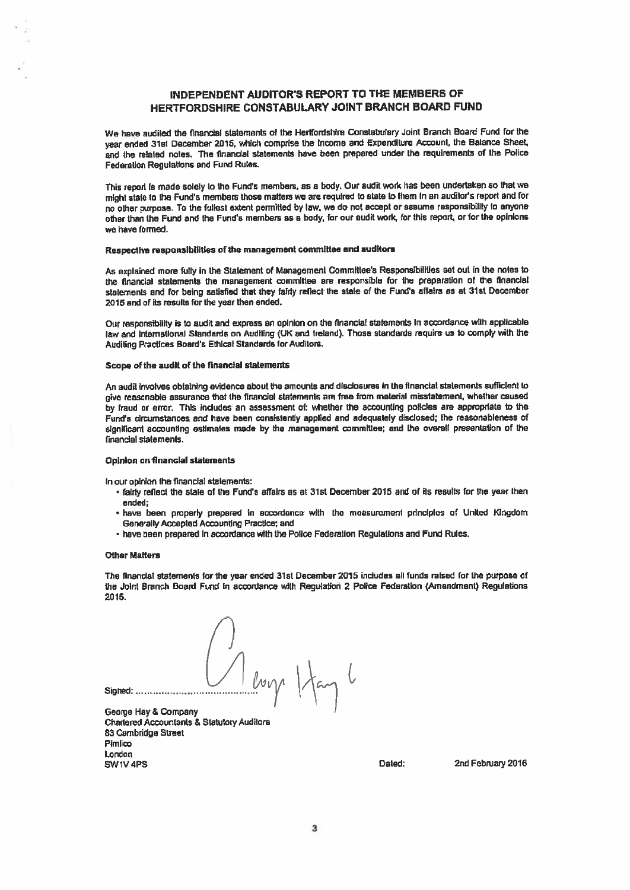# INDEPENDENT AUDITOR'S REPORT TO THE MEMBERS OF HERTFORDSHIRE CONSTABULARY JOINT BRANCH BOARD FUND

We have audited the financial statements of the Hertfordshire Constabulary Joint Branch Board Fund for the year ended 31st December 2015, which comprise the Income and Expenditure Account, the Balance Sheet, and the related notes. The financial statements have been prepared under the requirements of the Police Federation Regulations and Fund Rules.

This report is made solely to the Fund's members, as a body. Our audit work has been undertaken so that we might state to the Fund's members those matters we are required to state to them in an auditor's report and for no other purpose. To the fullest extent permitted by law, we do not accept or assume responsibility to anyone other than the Fund and the Fund's members as a body, for our audit work, for this report, or for the opinions we have formed.

**Respective responsibilities of the management committee and auditors**

As explained more fully in the Statement of Management Committee's Responsibilities set out in the notes to the financial statements the management committee are responsible for the preparation of the financial statements and for being satisfied that they fairly reflect the state of the Fund's affairs as at 31st December 2015 and of its results for the year then ended.

Our responsibility is to audit and express an opinion on the financial statements in accordance with applicable law and International Standards on Auditing (UK and Ireland). Those standards require us to comply with the Auditing Practices Board's Ethical Standards for Auditors.

**Scope of the audit of the financial statements**

An audit involves obtaining evidence about the amounts and disclosures in the financial statements sufficient to give reasonable assurance that the financial statements are free from material misstatement, whether caused by fraud or error. This includes an assessment of: whether the accounting policies are appropriate to the Fund's circumstances and have been consistently applied and adequately disclosed; the reasonableness of significant accounting estimates made by the management committee; and the overall presentation of the financial statements.

**Opinion on financial statements**

In our opinion the financial statements:

- fairly reflect the state of the Fund's affairs as at 31st December 2015 and of its results for the year then ended;
- have been properly prepared in accordance with the measurement principles of United Kingdom Generally Accepted Accounting Practice; and
- have been prepared in accordance with the Police Federation Regulations and Fund Rules.

**Other Matters**

The financial statements for the year ended 31st December 2015 includes all funds raised for the purpose of the Joint Branch Board Fund in accordance with Regulation 2 Police Federation (Amendment) Regulations 2015.

Signed: ......................................

George Hay & Company
Chartered Accountants & Statutory Auditors
83 Cambridge Street
Pimlico
London
SW1V 4PS

Dated: 2nd February 2016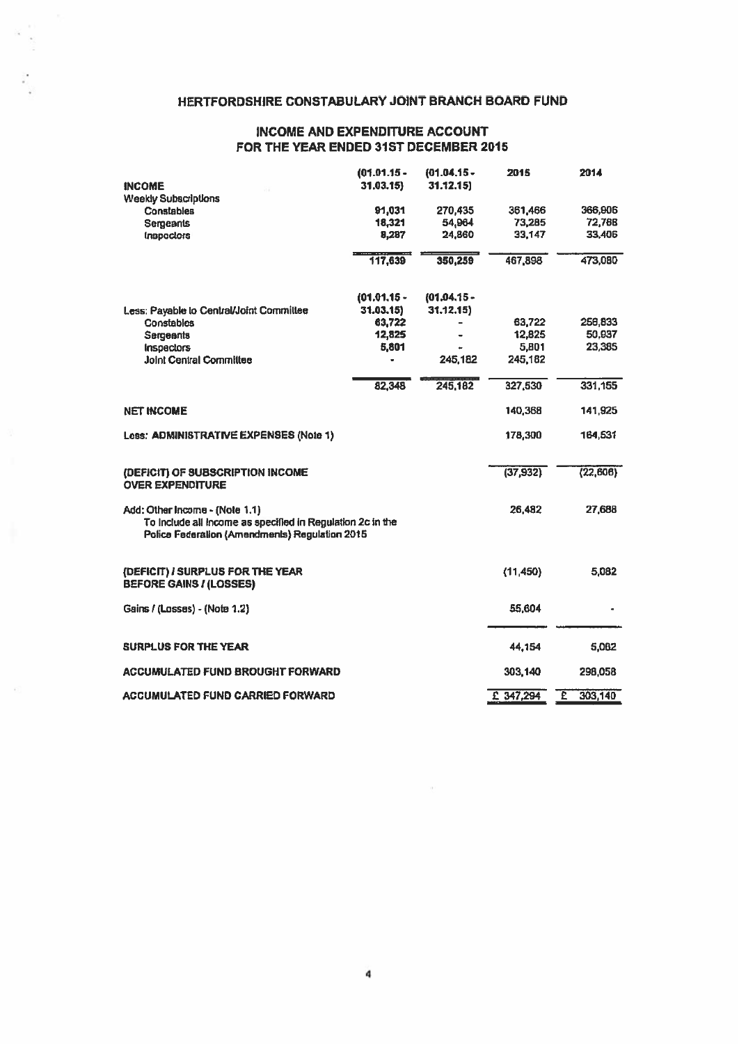# HERTFORDSHIRE CONSTABULARY JOINT BRANCH BOARD FUND

## INCOME AND EXPENDITURE ACCOUNT FOR THE YEAR ENDED 31ST DECEMBER 2015

| | (01.01.15 - 31.03.15) | (01.04.15 - 31.12.15) | 2015 | 2014 |
|---|---|---|---|---|
| **INCOME** | | | | |
| Weekly Subscriptions | | | | |
| Constables | 91,031 | 270,435 | 361,466 | 366,906 |
| Sergeants | 18,321 | 54,964 | 73,285 | 72,768 |
| Inspectors | 8,287 | 24,860 | 33,147 | 33,406 |
| | 117,639 | 350,259 | 467,898 | 473,080 |
| | (01.01.15 - 31.03.15) | (01.04.15 - 31.12.15) | | |
| Less: Payable to Central/Joint Committee | | | | |
| Constables | 63,722 | - | 63,722 | 256,833 |
| Sergeants | 12,825 | - | 12,825 | 50,937 |
| Inspectors | 5,801 | - | 5,801 | 23,385 |
| Joint Central Committee | - | 245,182 | 245,182 | |
| | 82,348 | 245,182 | 327,530 | 331,155 |
| **NET INCOME** | | | 140,368 | 141,925 |
| Less: **ADMINISTRATIVE EXPENSES** (Note 1) | | | 178,300 | 164,531 |
| **(DEFICIT) OF SUBSCRIPTION INCOME OVER EXPENDITURE** | | | (37,932) | (22,606) |
| Add: Other Income - (Note 1.1) To include all income as specified in Regulation 2c in the Police Federation (Amendments) Regulation 2015 | | | 26,482 | 27,688 |
| **(DEFICIT) / SURPLUS FOR THE YEAR BEFORE GAINS / (LOSSES)** | | | (11,450) | 5,082 |
| Gains / (Losses) - (Note 1.2) | | | 55,604 | - |
| **SURPLUS FOR THE YEAR** | | | 44,154 | 5,082 |
| **ACCUMULATED FUND BROUGHT FORWARD** | | | 303,140 | 298,058 |
| **ACCUMULATED FUND CARRIED FORWARD** | | | £ 347,294 | £ 303,140 |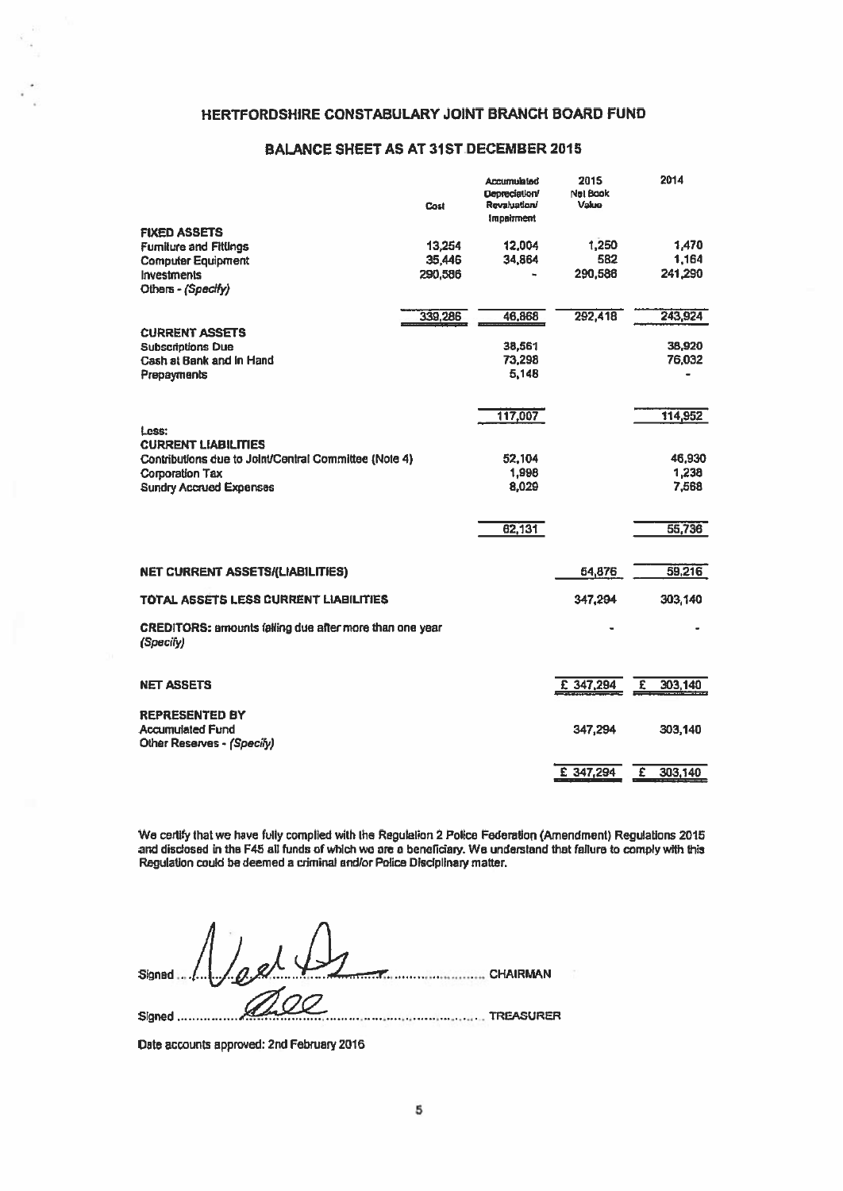# HERTFORDSHIRE CONSTABULARY JOINT BRANCH BOARD FUND

## BALANCE SHEET AS AT 31ST DECEMBER 2015

| | Cost | Accumulated Depreciation/ Revaluation/ Impairment | 2015 Net Book Value | 2014 |
|---|---|---|---|---|
| **FIXED ASSETS** | | | | |
| Furniture and Fittings | 13,254 | 12,004 | 1,250 | 1,470 |
| Computer Equipment | 35,446 | 34,864 | 582 | 1,164 |
| Investments | 290,586 | - | 290,586 | 241,290 |
| Others - *(Specify)* | | | | |
| | 339,286 | 46,868 | 292,418 | 243,924 |
| **CURRENT ASSETS** | | | | |
| Subscriptions Due | | 38,561 | | 38,920 |
| Cash at Bank and in Hand | | 73,298 | | 76,032 |
| Prepayments | | 5,148 | | - |
| | | 117,007 | | 114,952 |
| Less: | | | | |
| **CURRENT LIABILITIES** | | | | |
| Contributions due to Joint/Central Committee (Note 4) | | 52,104 | | 46,930 |
| Corporation Tax | | 1,998 | | 1,238 |
| Sundry Accrued Expenses | | 8,029 | | 7,568 |
| | | 62,131 | | 55,736 |
| **NET CURRENT ASSETS/(LIABILITIES)** | | | 54,876 | 59,216 |
| **TOTAL ASSETS LESS CURRENT LIABILITIES** | | | 347,294 | 303,140 |
| **CREDITORS:** amounts falling due after more than one year *(Specify)* | | | - | - |
| **NET ASSETS** | | | £ 347,294 | £ 303,140 |
| **REPRESENTED BY** | | | | |
| Accumulated Fund | | | 347,294 | 303,140 |
| Other Reserves - *(Specify)* | | | | |
| | | | £ 347,294 | £ 303,140 |

We certify that we have fully complied with the Regulation 2 Police Federation (Amendment) Regulations 2015 and disclosed in the F45 all funds of which we are a beneficiary. We understand that failure to comply with this Regulation could be deemed a criminal and/or Police Disciplinary matter.

Signed ........................................ CHAIRMAN

Signed ........................................ TREASURER

Date accounts approved: 2nd February 2016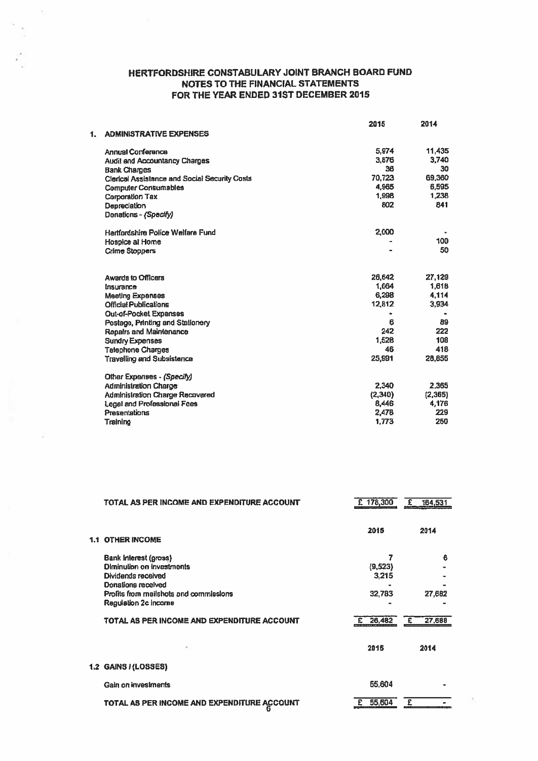# HERTFORDSHIRE CONSTABULARY JOINT BRANCH BOARD FUND
## NOTES TO THE FINANCIAL STATEMENTS
## FOR THE YEAR ENDED 31ST DECEMBER 2015

| | 2015 | 2014 |
|---|---|---|
| **1. ADMINISTRATIVE EXPENSES** | | |
| Annual Conference | 5,974 | 11,435 |
| Audit and Accountancy Charges | 3,876 | 3,740 |
| Bank Charges | 36 | 30 |
| Clerical Assistance and Social Security Costs | 70,723 | 69,360 |
| Computer Consumables | 4,965 | 5,595 |
| Corporation Tax | 1,998 | 1,238 |
| Depreciation | 802 | 841 |
| Donations - *(Specify)* | | |
| Hertfordshire Police Welfare Fund | 2,000 | - |
| Hospice at Home | - | 100 |
| Crime Stoppers | - | 50 |
| Awards to Officers | 26,642 | 27,129 |
| Insurance | 1,664 | 1,618 |
| Meeting Expenses | 6,298 | 4,114 |
| Official Publications | 12,812 | 3,934 |
| Out-of-Pocket Expenses | - | - |
| Postage, Printing and Stationery | 6 | 89 |
| Repairs and Maintenance | 242 | 222 |
| Sundry Expenses | 1,528 | 108 |
| Telephone Charges | 46 | 418 |
| Travelling and Subsistence | 25,991 | 28,655 |
| Other Expenses - *(Specify)* | | |
| Administration Charge | 2,340 | 2,365 |
| Administration Charge Recovered | (2,340) | (2,365) |
| Legal and Professional Fees | 8,446 | 4,176 |
| Presentations | 2,478 | 229 |
| Training | 1,773 | 250 |
| **TOTAL AS PER INCOME AND EXPENDITURE ACCOUNT** | **£ 178,300** | **£ 164,531** |

| | 2015 | 2014 |
|---|---|---|
| **1.1 OTHER INCOME** | | |
| Bank Interest (gross) | 7 | 6 |
| Diminution on investments | (9,523) | - |
| Dividends received | 3,215 | - |
| Donations received | - | - |
| Profits from mailshots and commissions | 32,783 | 27,682 |
| Regulation 2c Income | - | - |
| **TOTAL AS PER INCOME AND EXPENDITURE ACCOUNT** | **£ 26,482** | **£ 27,688** |

| | 2015 | 2014 |
|---|---|---|
| **1.2 GAINS / (LOSSES)** | | |
| Gain on investments | 55,604 | - |
| **TOTAL AS PER INCOME AND EXPENDITURE ACCOUNT** | **£ 55,604** | **£ -** |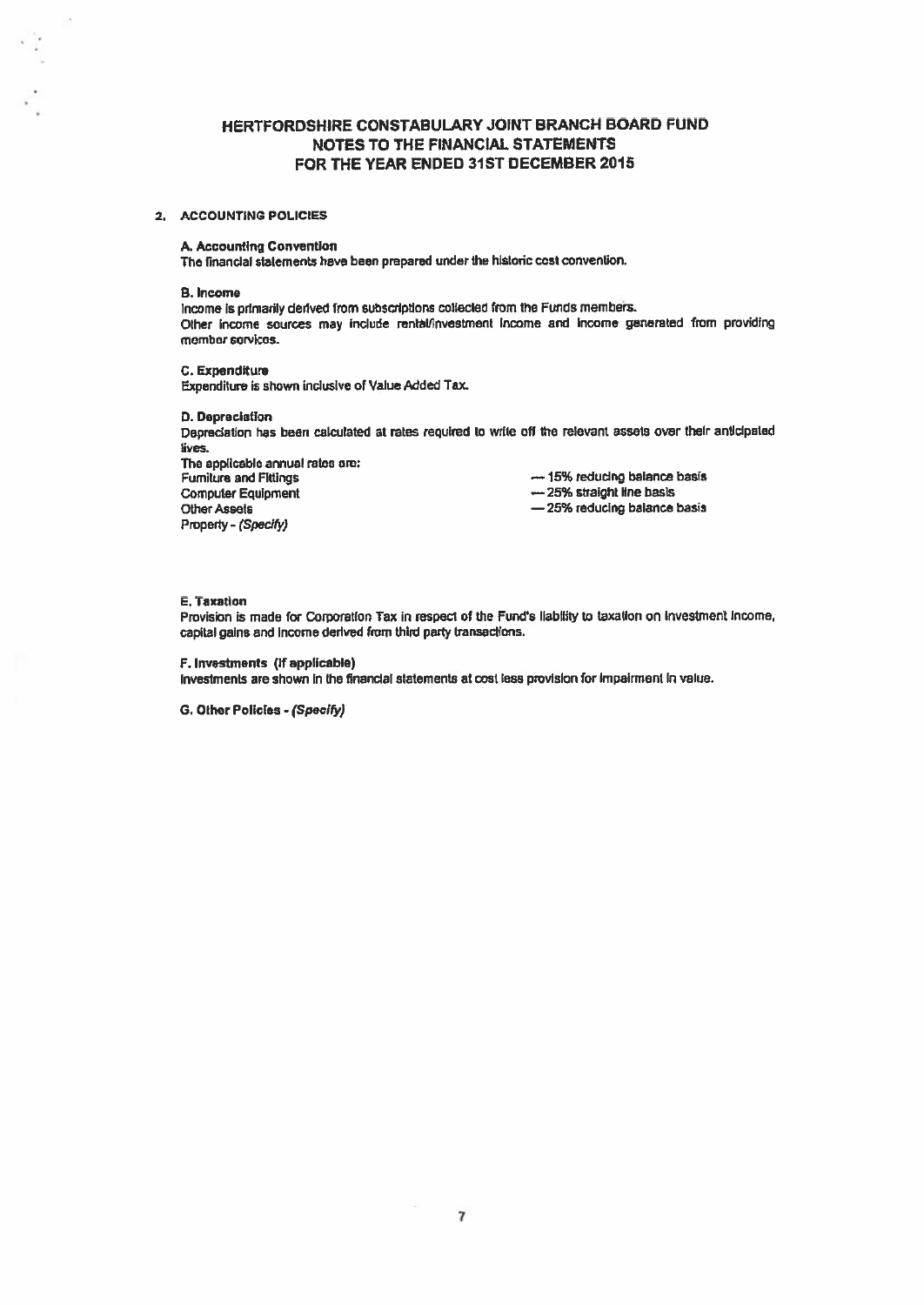# HERTFORDSHIRE CONSTABULARY JOINT BRANCH BOARD FUND
## NOTES TO THE FINANCIAL STATEMENTS
## FOR THE YEAR ENDED 31ST DECEMBER 2015

### 2. ACCOUNTING POLICIES

**A. Accounting Convention**

The financial statements have been prepared under the historic cost convention.

**B. Income**

Income is primarily derived from subscriptions collected from the Funds members.
Other income sources may include rental/investment income and income generated from providing member services.

**C. Expenditure**

Expenditure is shown inclusive of Value Added Tax.

**D. Depreciation**

Depreciation has been calculated at rates required to write off the relevant assets over their anticipated lives.

The applicable annual rates are:

| | |
|---|---|
| Furniture and Fittings | — 15% reducing balance basis |
| Computer Equipment | — 25% straight line basis |
| Other Assets | — 25% reducing balance basis |
| Property - *(Specify)* | |

**E. Taxation**

Provision is made for Corporation Tax in respect of the Fund's liability to taxation on investment income, capital gains and income derived from third party transactions.

**F. Investments (If applicable)**

Investments are shown in the financial statements at cost less provision for impairment in value.

**G. Other Policies** - *(Specify)*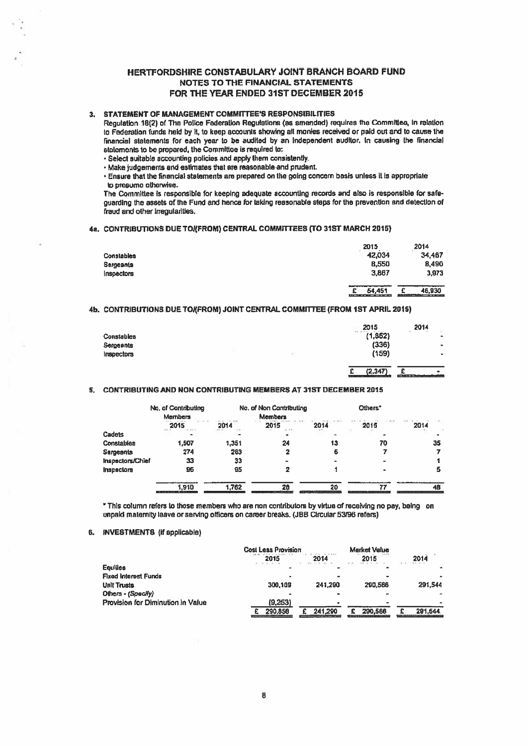# HERTFORDSHIRE CONSTABULARY JOINT BRANCH BOARD FUND
## NOTES TO THE FINANCIAL STATEMENTS
## FOR THE YEAR ENDED 31ST DECEMBER 2015

### 3. STATEMENT OF MANAGEMENT COMMITTEE'S RESPONSIBILITIES

Regulation 18(2) of The Police Federation Regulations (as amended) requires the Committee, in relation to Federation funds held by it, to keep accounts showing all monies received or paid out and to cause the financial statements for each year to be audited by an independent auditor. In causing the financial statements to be prepared, the Committee is required to:

- Select suitable accounting policies and apply them consistently.
- Make judgements and estimates that are reasonable and prudent.
- Ensure that the financial statements are prepared on the going concern basis unless it is appropriate to presume otherwise.

The Committee is responsible for keeping adequate accounting records and also is responsible for safeguarding the assets of the Fund and hence for taking reasonable steps for the prevention and detection of fraud and other irregularities.

### 4a. CONTRIBUTIONS DUE TO/(FROM) CENTRAL COMMITTEES (TO 31ST MARCH 2015)

| | 2015 | 2014 |
|---|---|---|
| Constables | 42,034 | 34,467 |
| Sergeants | 8,550 | 8,490 |
| Inspectors | 3,867 | 3,973 |
| | £ 54,451 | £ 46,930 |

### 4b. CONTRIBUTIONS DUE TO/(FROM) JOINT CENTRAL COMMITTEE (FROM 1ST APRIL 2015)

| | 2015 | 2014 |
|---|---|---|
| Constables | (1,852) | - |
| Sergeants | (336) | - |
| Inspectors | (159) | - |
| | £ (2,347) | £ - |

### 5. CONTRIBUTING AND NON CONTRIBUTING MEMBERS AT 31ST DECEMBER 2015

| | No. of Contributing Members | | No. of Non Contributing Members | | Others* | |
|---|---|---|---|---|---|---|
| | 2015 | 2014 | 2015 | 2014 | 2015 | 2014 |
| Cadets | - | - | - | - | - | - |
| Constables | 1,507 | 1,351 | 24 | 13 | 70 | 35 |
| Sergeants | 274 | 283 | 2 | 6 | 7 | 7 |
| Inspectors/Chief | 33 | 33 | - | - | - | 1 |
| Inspectors | 96 | 95 | 2 | 1 | - | 5 |
| | 1,910 | 1,762 | 28 | 20 | 77 | 48 |

\* This column refers to those members who are non contributors by virtue of receiving no pay, being on unpaid maternity leave or serving officers on career breaks. (JBB Circular 53/96 refers)

### 6. INVESTMENTS (if applicable)

| | Cost Less Provision | | Market Value | |
|---|---|---|---|---|
| | 2015 | 2014 | 2015 | 2014 |
| Equities | - | - | - | - |
| Fixed Interest Funds | - | - | - | - |
| Unit Trusts | 300,109 | 241,290 | 290,586 | 291,544 |
| Others - *(Specify)* | - | - | - | - |
| Provision for Diminution in Value | (9,253) | - | - | - |
| | £ 290,856 | £ 241,290 | £ 290,586 | £ 291,544 |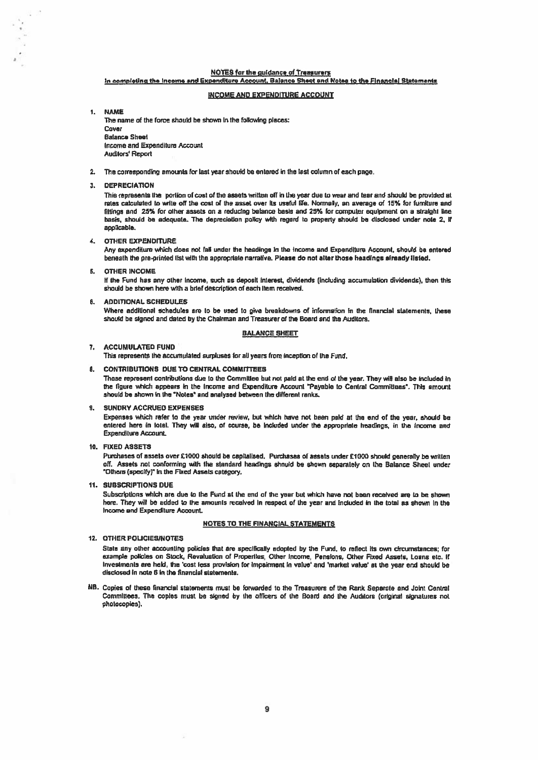**NOTES for the guidance of Treasurers**
**In completing the Income and Expenditure Account, Balance Sheet and Notes to the Financial Statements**

## INCOME AND EXPENDITURE ACCOUNT

**1. NAME**

The name of the force should be shown in the following places:
Cover
Balance Sheet
Income and Expenditure Account
Auditors' Report

**2.** The corresponding amounts for last year should be entered in the last column of each page.

**3. DEPRECIATION**

This represents the portion of cost of the assets written off in the year due to wear and tear and should be provided at rates calculated to write off the cost of the asset over its useful life. Normally, an average of 15% for furniture and fittings and 25% for other assets on a reducing balance basis and 25% for computer equipment on a straight line basis, should be adequate. The depreciation policy with regard to property should be disclosed under note 2, if applicable.

**4. OTHER EXPENDITURE**

Any expenditure which does not fall under the headings in the Income and Expenditure Account, should be entered beneath the pre-printed list with the appropriate narrative. **Please do not alter those headings already listed.**

**5. OTHER INCOME**

If the Fund has any other income, such as deposit interest, dividends (including accumulation dividends), then this should be shown here with a brief description of each item received.

**6. ADDITIONAL SCHEDULES**

Where additional schedules are to be used to give breakdowns of information in the financial statements, these should be signed and dated by the Chairman and Treasurer of the Board and the Auditors.

## BALANCE SHEET

**7. ACCUMULATED FUND**

This represents the accumulated surpluses for all years from inception of the Fund.

**8. CONTRIBUTIONS DUE TO CENTRAL COMMITTEES**

These represent contributions due to the Committee but not paid at the end of the year. They will also be included in the figure which appears in the Income and Expenditure Account "Payable to Central Committees". This amount should be shown in the "Notes" and analysed between the different ranks.

**9. SUNDRY ACCRUED EXPENSES**

Expenses which refer to the year under review, but which have not been paid at the end of the year, should be entered here in total. They will also, of course, be included under the appropriate headings, in the Income and Expenditure Account.

**10. FIXED ASSETS**

Purchases of assets over £1000 should be capitalised. Purchases of assets under £1000 should generally be written off. Assets not conforming with the standard headings should be shown separately on the Balance Sheet under "Others (specify)" in the Fixed Assets category.

**11. SUBSCRIPTIONS DUE**

Subscriptions which are due to the Fund at the end of the year but which have not been received are to be shown here. They will be added to the amounts received in respect of the year and included in the total as shown in the Income and Expenditure Account.

## NOTES TO THE FINANCIAL STATEMENTS

**12. OTHER POLICIES/NOTES**

State any other accounting policies that are specifically adopted by the Fund, to reflect its own circumstances; for example policies on Stock, Revaluation of Properties, Other Income, Pensions, Other Fixed Assets, Loans etc. If investments are held, the 'cost less provision for impairment in value' and 'market value' at the year end should be disclosed in note 6 in the financial statements.

**NB.** Copies of these financial statements must be forwarded to the Treasurers of the Rank Separate and Joint Central Committees. The copies must be signed by the officers of the Board and the Auditors (original signatures not photocopies).